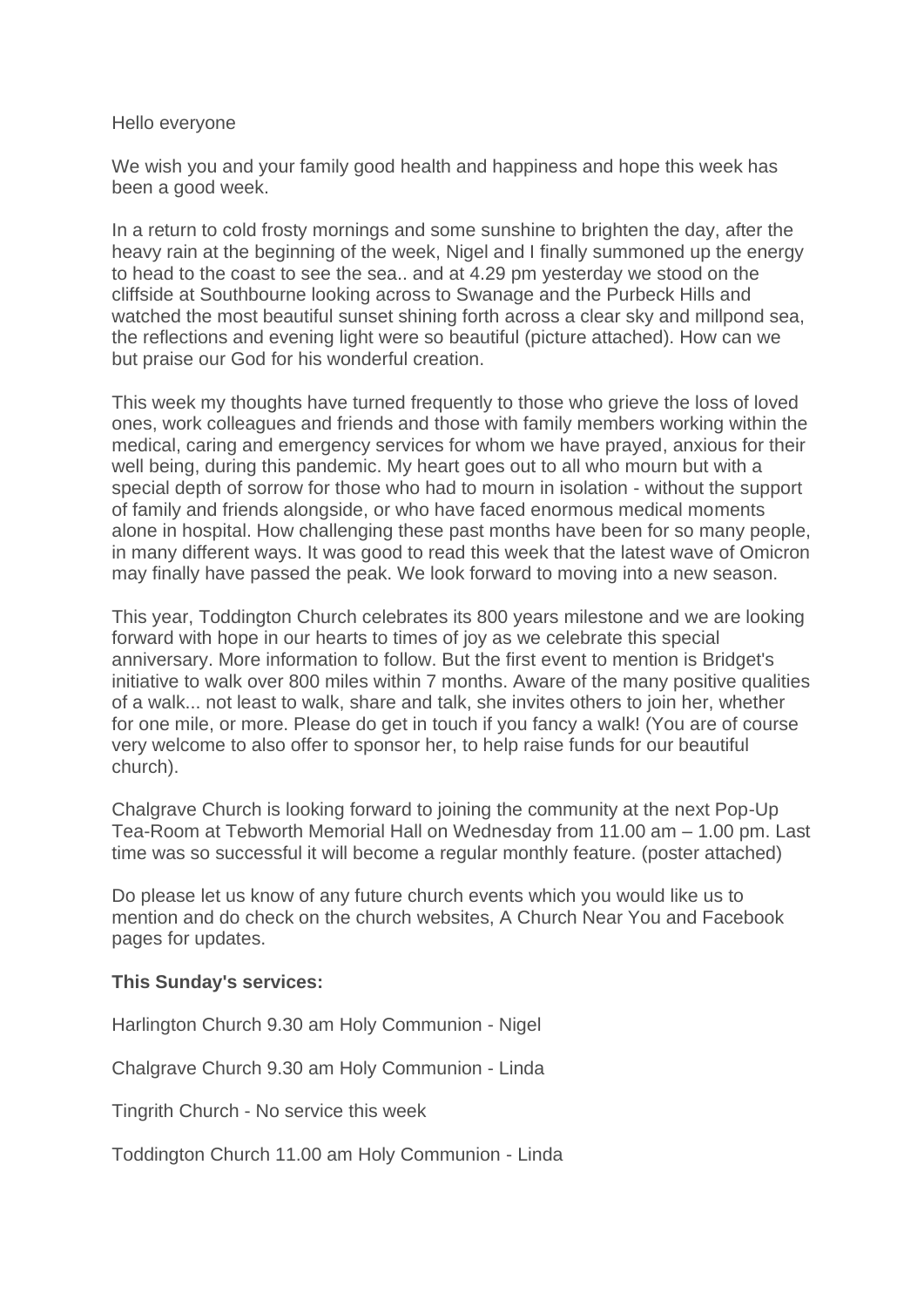Hello everyone

We wish you and your family good health and happiness and hope this week has been a good week.

In a return to cold frosty mornings and some sunshine to brighten the day, after the heavy rain at the beginning of the week, Nigel and I finally summoned up the energy to head to the coast to see the sea.. and at 4.29 pm yesterday we stood on the cliffside at Southbourne looking across to Swanage and the Purbeck Hills and watched the most beautiful sunset shining forth across a clear sky and millpond sea, the reflections and evening light were so beautiful (picture attached). How can we but praise our God for his wonderful creation.

This week my thoughts have turned frequently to those who grieve the loss of loved ones, work colleagues and friends and those with family members working within the medical, caring and emergency services for whom we have prayed, anxious for their well being, during this pandemic. My heart goes out to all who mourn but with a special depth of sorrow for those who had to mourn in isolation - without the support of family and friends alongside, or who have faced enormous medical moments alone in hospital. How challenging these past months have been for so many people, in many different ways. It was good to read this week that the latest wave of Omicron may finally have passed the peak. We look forward to moving into a new season.

This year, Toddington Church celebrates its 800 years milestone and we are looking forward with hope in our hearts to times of joy as we celebrate this special anniversary. More information to follow. But the first event to mention is Bridget's initiative to walk over 800 miles within 7 months. Aware of the many positive qualities of a walk... not least to walk, share and talk, she invites others to join her, whether for one mile, or more. Please do get in touch if you fancy a walk! (You are of course very welcome to also offer to sponsor her, to help raise funds for our beautiful church).

Chalgrave Church is looking forward to joining the community at the next Pop-Up Tea-Room at Tebworth Memorial Hall on Wednesday from 11.00 am – 1.00 pm. Last time was so successful it will become a regular monthly feature. (poster attached)

Do please let us know of any future church events which you would like us to mention and do check on the church websites, A Church Near You and Facebook pages for updates.

**This Sunday's services:**

Harlington Church 9.30 am Holy Communion - Nigel

Chalgrave Church 9.30 am Holy Communion - Linda

Tingrith Church - No service this week

Toddington Church 11.00 am Holy Communion - Linda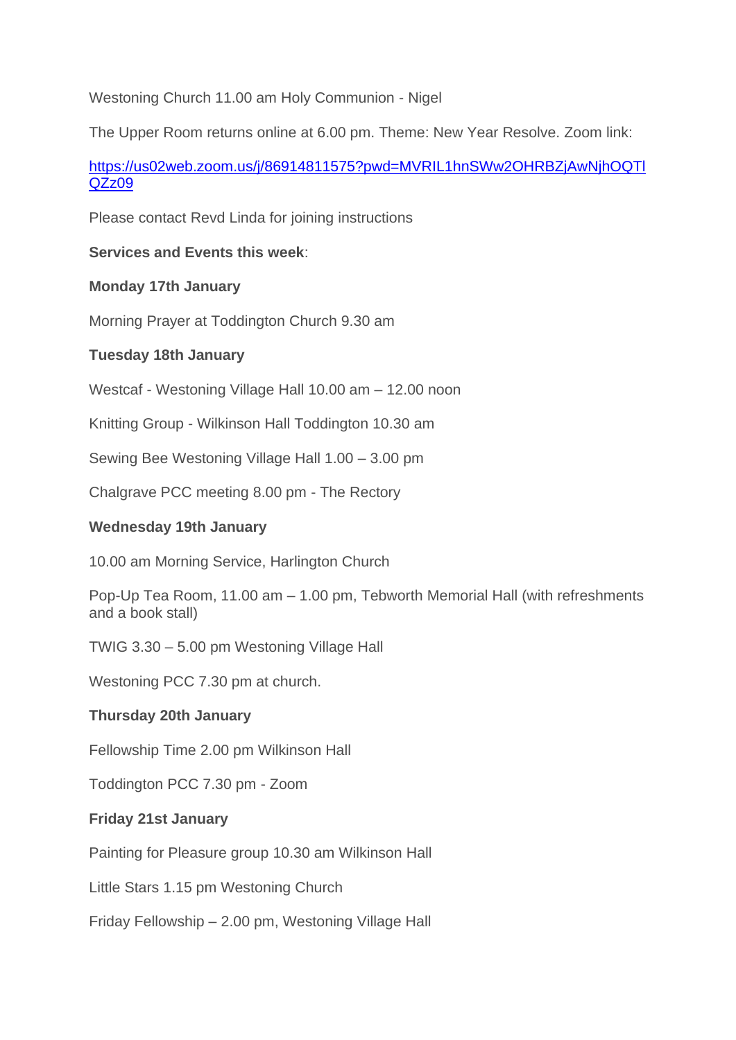Westoning Church 11.00 am Holy Communion - Nigel

The Upper Room returns online at 6.00 pm. Theme: New Year Resolve. Zoom link:

https://us02web.zoom.us/j/86914811575?pwd=MVRIL1hnSWw2OHRBZjAwNjhOQTlQZz09

Please contact Revd Linda for joining instructions

**Services and Events this week**:

**Monday 17th January**

Morning Prayer at Toddington Church 9.30 am

**Tuesday 18th January**

Westcaf - Westoning Village Hall 10.00 am – 12.00 noon

Knitting Group - Wilkinson Hall Toddington 10.30 am

Sewing Bee Westoning Village Hall 1.00 – 3.00 pm

Chalgrave PCC meeting 8.00 pm - The Rectory

**Wednesday 19th January**

10.00 am Morning Service, Harlington Church

Pop-Up Tea Room, 11.00 am – 1.00 pm, Tebworth Memorial Hall (with refreshments and a book stall)

TWIG 3.30 – 5.00 pm Westoning Village Hall

Westoning PCC 7.30 pm at church.

**Thursday 20th January**

Fellowship Time 2.00 pm Wilkinson Hall

Toddington PCC 7.30 pm - Zoom

**Friday 21st January**

Painting for Pleasure group 10.30 am Wilkinson Hall

Little Stars 1.15 pm Westoning Church

Friday Fellowship – 2.00 pm, Westoning Village Hall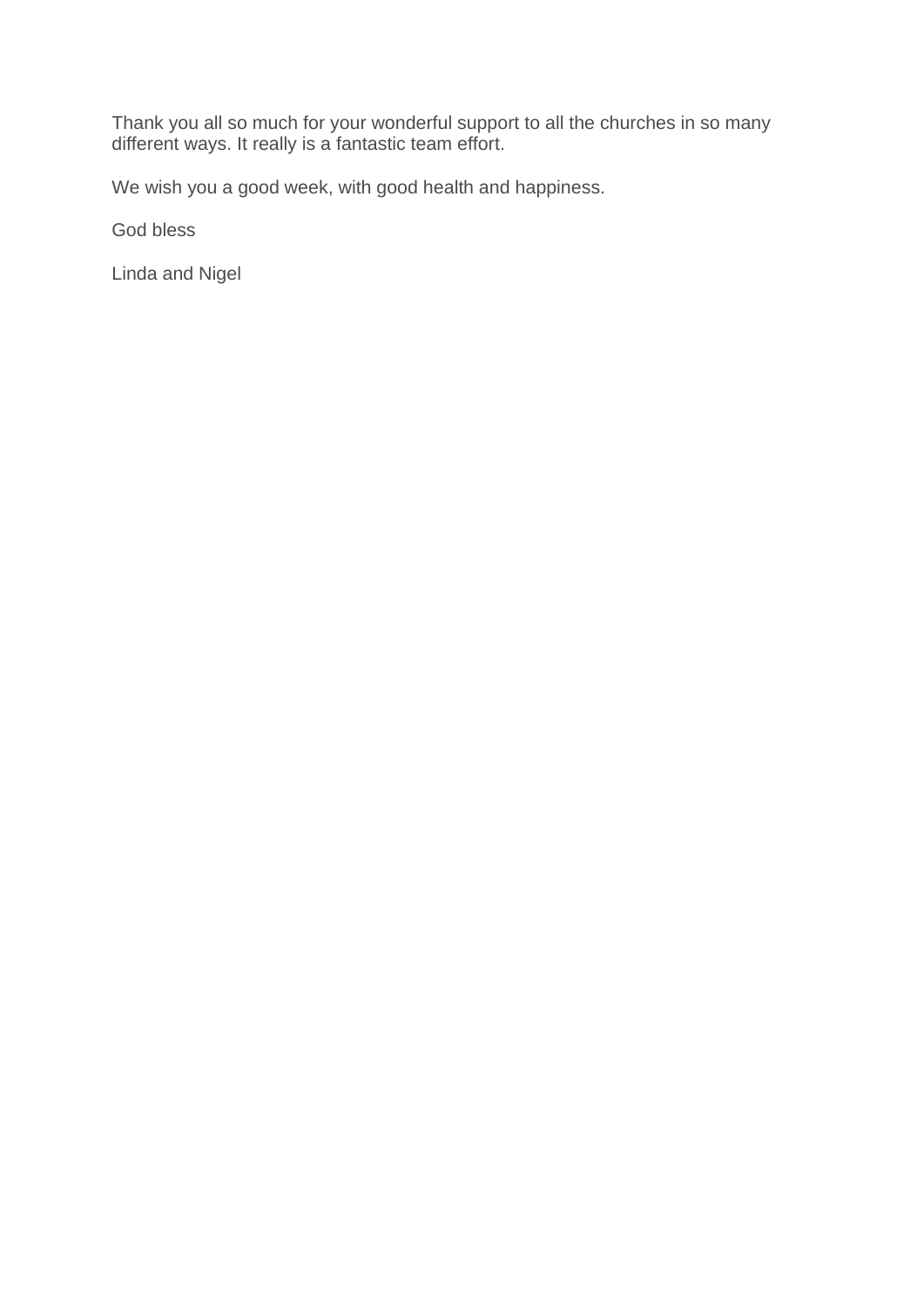Thank you all so much for your wonderful support to all the churches in so many different ways. It really is a fantastic team effort.

We wish you a good week, with good health and happiness.

God bless

Linda and Nigel